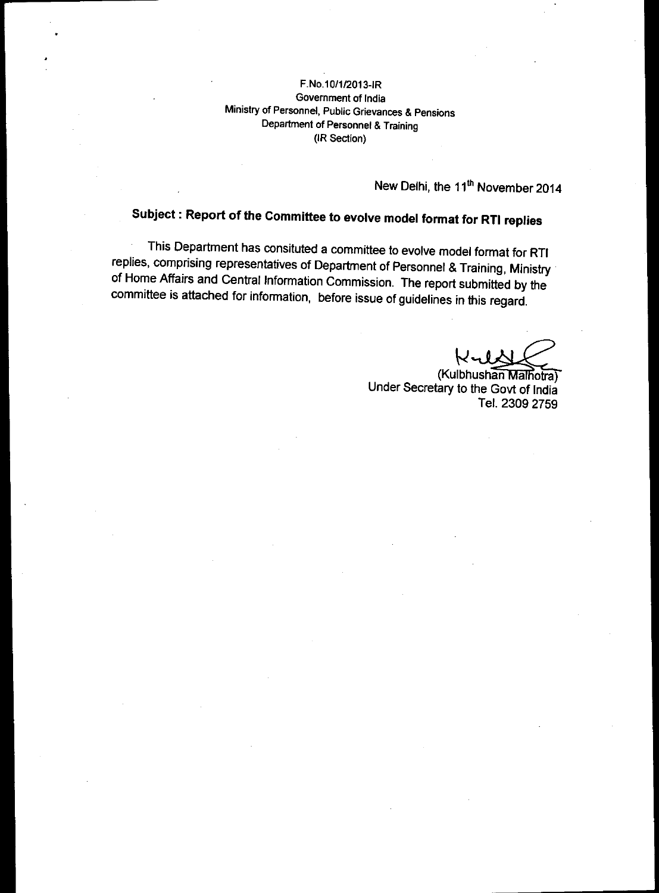F.No.10/1/2013-IR
Government of India
Ministry of Personnel, Public Grievances & Pensions
Department of Personnel & Training
(IR Section)

New Delhi, the 11th November 2014

**Subject : Report of the Committee to evolve model format for RTI replies**

This Department has consituted a committee to evolve model format for RTI replies, comprising representatives of Department of Personnel & Training, Ministry of Home Affairs and Central Information Commission. The report submitted by the committee is attached for information, before issue of guidelines in this regard.

(Kulbhushan Malhotra)
Under Secretary to the Govt of India
Tel. 2309 2759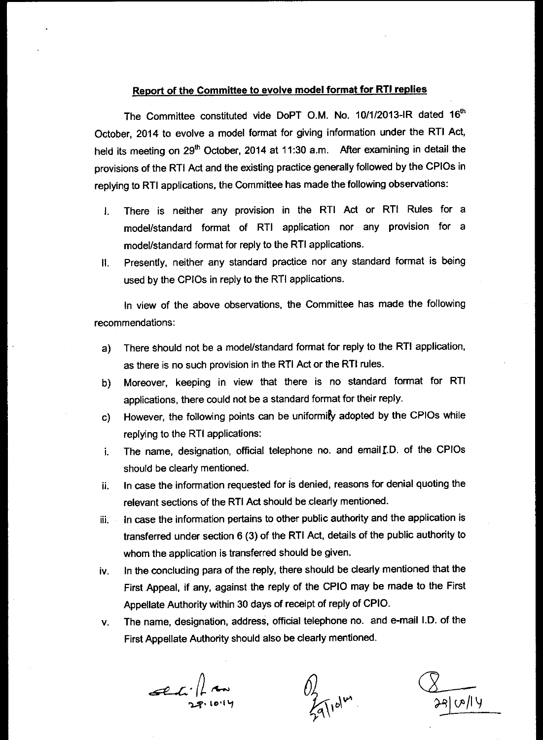## Report of the Committee to evolve model format for RTI replies

The Committee constituted vide DoPT O.M. No. 10/1/2013-IR dated 16th October, 2014 to evolve a model format for giving information under the RTI Act, held its meeting on 29th October, 2014 at 11:30 a.m. After examining in detail the provisions of the RTI Act and the existing practice generally followed by the CPIOs in replying to RTI applications, the Committee has made the following observations:

I. There is neither any provision in the RTI Act or RTI Rules for a model/standard format of RTI application nor any provision for a model/standard format for reply to the RTI applications.

II. Presently, neither any standard practice nor any standard format is being used by the CPIOs in reply to the RTI applications.

In view of the above observations, the Committee has made the following recommendations:

a) There should not be a model/standard format for reply to the RTI application, as there is no such provision in the RTI Act or the RTI rules.

b) Moreover, keeping in view that there is no standard format for RTI applications, there could not be a standard format for their reply.

c) However, the following points can be uniformly adopted by the CPIOs while replying to the RTI applications:

i. The name, designation, official telephone no. and email I.D. of the CPIOs should be clearly mentioned.

ii. In case the information requested for is denied, reasons for denial quoting the relevant sections of the RTI Act should be clearly mentioned.

iii. In case the information pertains to other public authority and the application is transferred under section 6 (3) of the RTI Act, details of the public authority to whom the application is transferred should be given.

iv. In the concluding para of the reply, there should be clearly mentioned that the First Appeal, if any, against the reply of the CPIO may be made to the First Appellate Authority within 30 days of receipt of reply of CPIO.

v. The name, designation, address, official telephone no. and e-mail I.D. of the First Appellate Authority should also be clearly mentioned.

29.10.14 &nbsp;&nbsp;&nbsp;&nbsp; 29/10/14 &nbsp;&nbsp;&nbsp;&nbsp; 29/10/14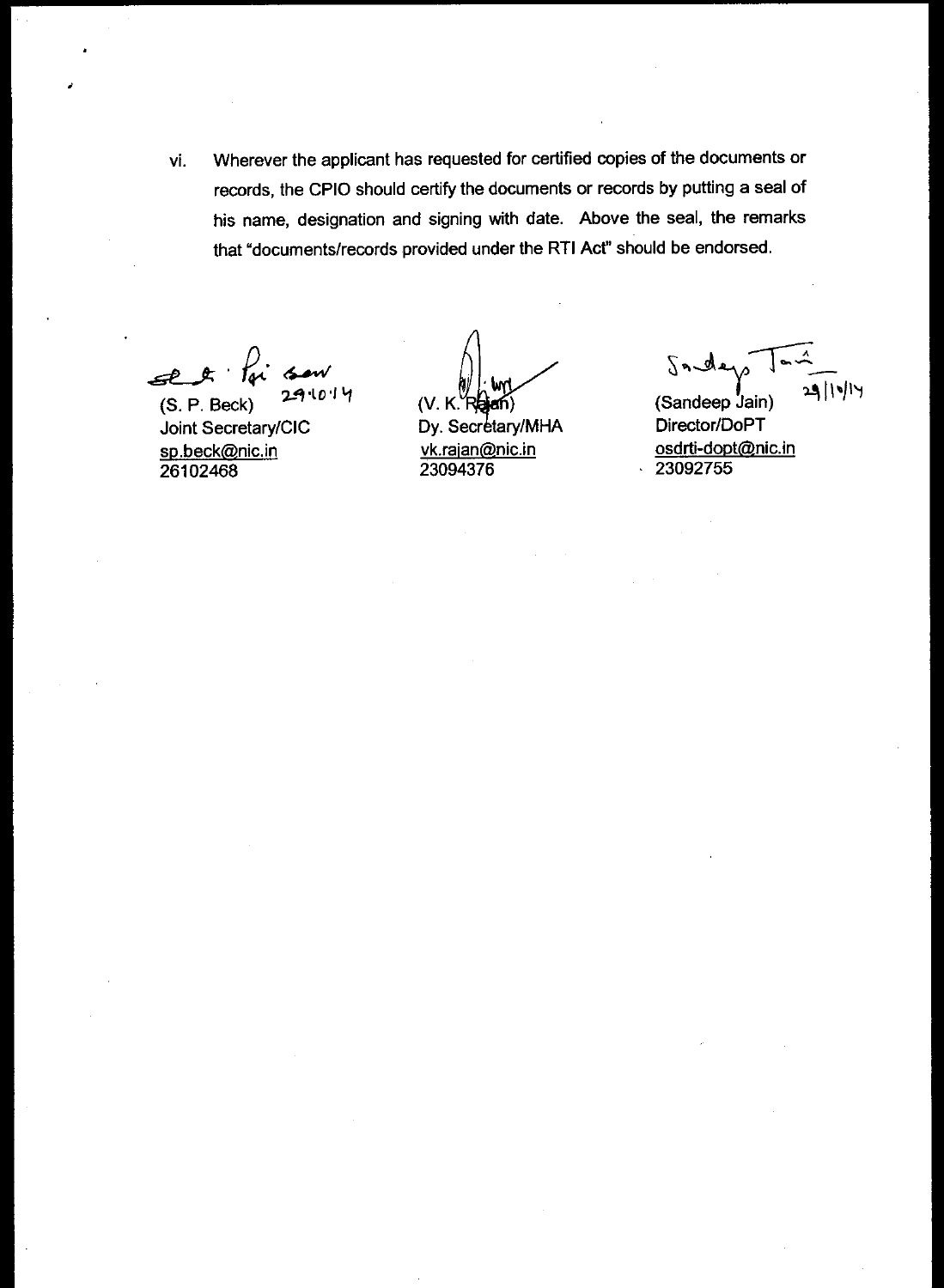vi. Wherever the applicant has requested for certified copies of the documents or records, the CPIO should certify the documents or records by putting a seal of his name, designation and signing with date. Above the seal, the remarks that "documents/records provided under the RTI Act" should be endorsed.

| | | |
|---|---|---|
| 29.10.14 | | 29/10/14 |
| (S. P. Beck) | (V. K. Rajan) | (Sandeep Jain) |
| Joint Secretary/CIC | Dy. Secretary/MHA | Director/DoPT |
| sp.beck@nic.in | vk.rajan@nic.in | osdrti-dopt@nic.in |
| 26102468 | 23094376 | 23092755 |